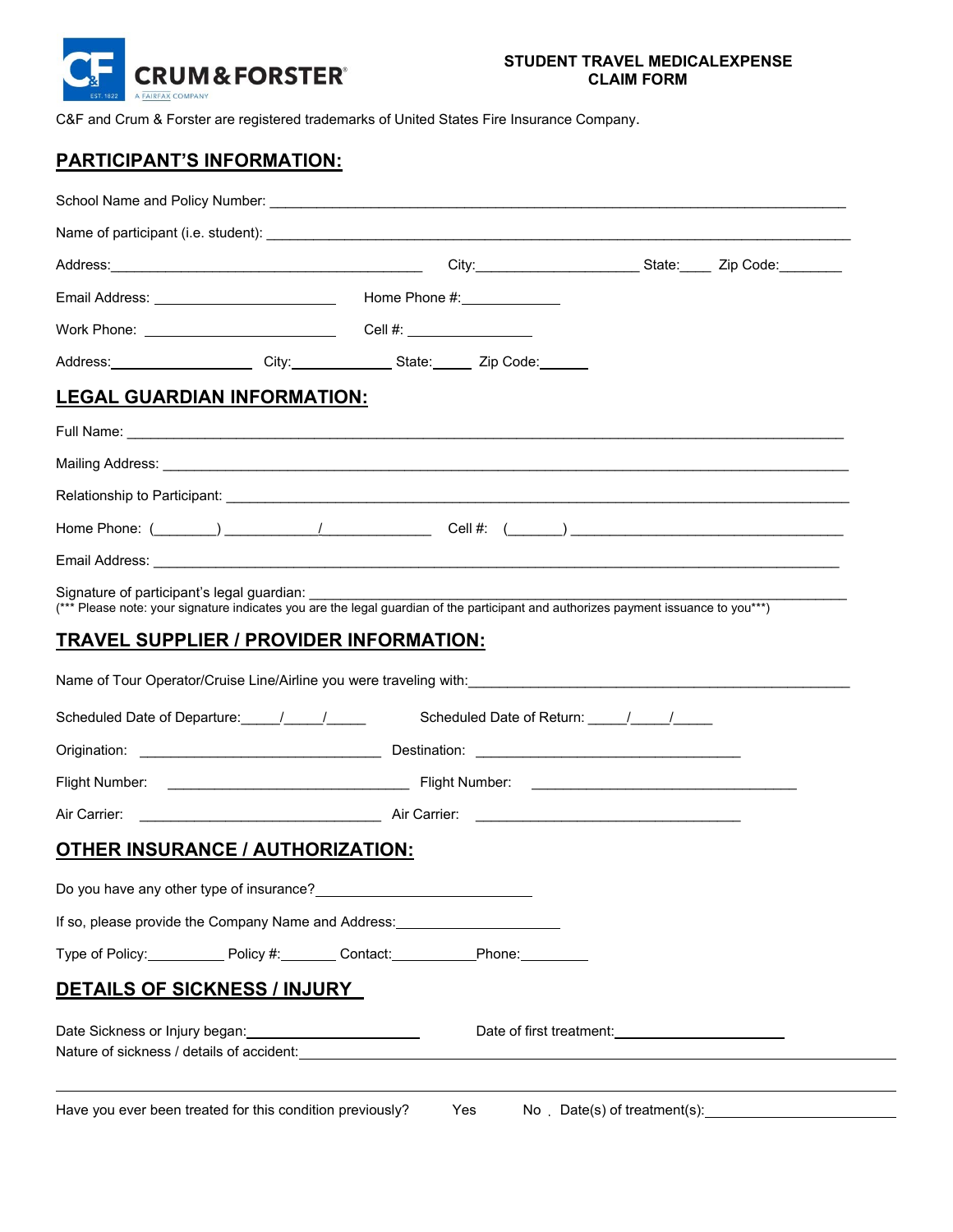CRUM & FORSTER
A FAIRFAX COMPANY

**STUDENT TRAVEL MEDICALEXPENSE**
**CLAIM FORM**

C&F and Crum & Forster are registered trademarks of United States Fire Insurance Company.

## PARTICIPANT'S INFORMATION:

School Name and Policy Number: ______________________________

Name of participant (i.e. student): ______________________________

Address:______________________ City:______________ State:____ Zip Code:________

Email Address: ______________________ Home Phone #:______________

Work Phone: ______________________ Cell #: ______________

Address:______________ City:__________ State:_____ Zip Code:______

## LEGAL GUARDIAN INFORMATION:

Full Name: ______________________________

Mailing Address: ______________________________

Relationship to Participant: ______________________________

Home Phone: (________) ___________/_____________ Cell #: (_______) ______________________

Email Address: ______________________________

Signature of participant's legal guardian: ______________________________
(*** Please note: your signature indicates you are the legal guardian of the participant and authorizes payment issuance to you***)

## TRAVEL SUPPLIER / PROVIDER INFORMATION:

Name of Tour Operator/Cruise Line/Airline you were traveling with:______________________________

Scheduled Date of Departure:_____/_____/_____ Scheduled Date of Return: _____/_____/_____

Origination: ______________________ Destination: ______________________

Flight Number: ______________________ Flight Number: ______________________

Air Carrier: ______________________ Air Carrier: ______________________

## OTHER INSURANCE / AUTHORIZATION:

Do you have any other type of insurance?______________________

If so, please provide the Company Name and Address:______________________

Type of Policy:__________ Policy #:_______ Contact:___________Phone:_________

## DETAILS OF SICKNESS / INJURY

Date Sickness or Injury began:______________________ Date of first treatment:______________________

Nature of sickness / details of accident:______________________________

______________________________

Have you ever been treated for this condition previously? Yes No . Date(s) of treatment(s):______________________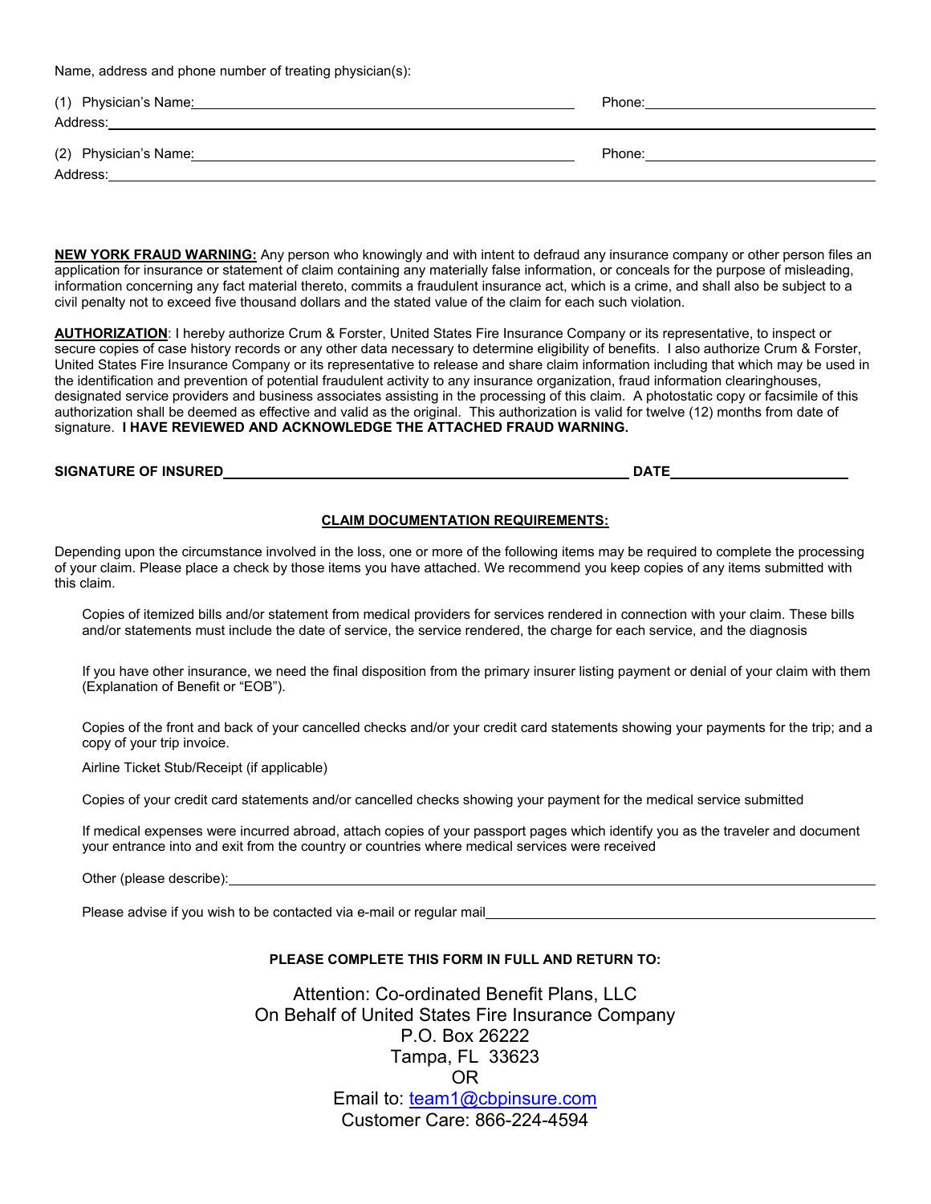Name, address and phone number of treating physician(s):

(1) Physician's Name: ______________________________ Phone: ______________________
Address: ____________________________________________________________

(2) Physician's Name: ______________________________ Phone: ______________________
Address: ____________________________________________________________

**NEW YORK FRAUD WARNING:** Any person who knowingly and with intent to defraud any insurance company or other person files an application for insurance or statement of claim containing any materially false information, or conceals for the purpose of misleading, information concerning any fact material thereto, commits a fraudulent insurance act, which is a crime, and shall also be subject to a civil penalty not to exceed five thousand dollars and the stated value of the claim for each such violation.

**AUTHORIZATION**: I hereby authorize Crum & Forster, United States Fire Insurance Company or its representative, to inspect or secure copies of case history records or any other data necessary to determine eligibility of benefits. I also authorize Crum & Forster, United States Fire Insurance Company or its representative to release and share claim information including that which may be used in the identification and prevention of potential fraudulent activity to any insurance organization, fraud information clearinghouses, designated service providers and business associates assisting in the processing of this claim. A photostatic copy or facsimile of this authorization shall be deemed as effective and valid as the original. This authorization is valid for twelve (12) months from date of signature. **I HAVE REVIEWED AND ACKNOWLEDGE THE ATTACHED FRAUD WARNING.**

**SIGNATURE OF INSURED** ______________________________ **DATE** ______________

## CLAIM DOCUMENTATION REQUIREMENTS:

Depending upon the circumstance involved in the loss, one or more of the following items may be required to complete the processing of your claim. Please place a check by those items you have attached. We recommend you keep copies of any items submitted with this claim.

- Copies of itemized bills and/or statement from medical providers for services rendered in connection with your claim. These bills and/or statements must include the date of service, the service rendered, the charge for each service, and the diagnosis
- If you have other insurance, we need the final disposition from the primary insurer listing payment or denial of your claim with them (Explanation of Benefit or "EOB").
- Copies of the front and back of your cancelled checks and/or your credit card statements showing your payments for the trip; and a copy of your trip invoice.
- Airline Ticket Stub/Receipt (if applicable)
- Copies of your credit card statements and/or cancelled checks showing your payment for the medical service submitted
- If medical expenses were incurred abroad, attach copies of your passport pages which identify you as the traveler and document your entrance into and exit from the country or countries where medical services were received
- Other (please describe): ______________________________
- Please advise if you wish to be contacted via e-mail or regular mail ______________________________

**PLEASE COMPLETE THIS FORM IN FULL AND RETURN TO:**

Attention: Co-ordinated Benefit Plans, LLC
On Behalf of United States Fire Insurance Company
P.O. Box 26222
Tampa, FL 33623
OR
Email to: team1@cbpinsure.com
Customer Care: 866-224-4594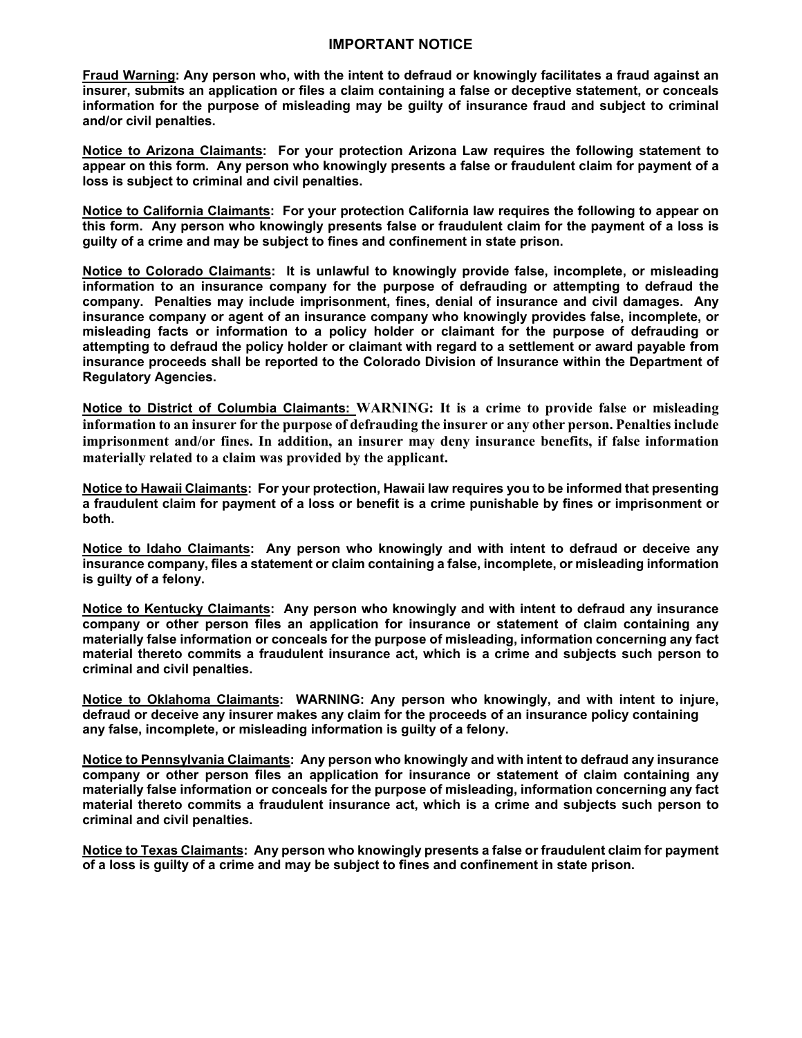# IMPORTANT NOTICE

**<u>Fraud Warning</u>: Any person who, with the intent to defraud or knowingly facilitates a fraud against an insurer, submits an application or files a claim containing a false or deceptive statement, or conceals information for the purpose of misleading may be guilty of insurance fraud and subject to criminal and/or civil penalties.**

**<u>Notice to Arizona Claimants</u>: For your protection Arizona Law requires the following statement to appear on this form. Any person who knowingly presents a false or fraudulent claim for payment of a loss is subject to criminal and civil penalties.**

**<u>Notice to California Claimants</u>: For your protection California law requires the following to appear on this form. Any person who knowingly presents false or fraudulent claim for the payment of a loss is guilty of a crime and may be subject to fines and confinement in state prison.**

**<u>Notice to Colorado Claimants</u>: It is unlawful to knowingly provide false, incomplete, or misleading information to an insurance company for the purpose of defrauding or attempting to defraud the company. Penalties may include imprisonment, fines, denial of insurance and civil damages. Any insurance company or agent of an insurance company who knowingly provides false, incomplete, or misleading facts or information to a policy holder or claimant for the purpose of defrauding or attempting to defraud the policy holder or claimant with regard to a settlement or award payable from insurance proceeds shall be reported to the Colorado Division of Insurance within the Department of Regulatory Agencies.**

**<u>Notice to District of Columbia Claimants:</u> WARNING: It is a crime to provide false or misleading information to an insurer for the purpose of defrauding the insurer or any other person. Penalties include imprisonment and/or fines. In addition, an insurer may deny insurance benefits, if false information materially related to a claim was provided by the applicant.**

**<u>Notice to Hawaii Claimants</u>: For your protection, Hawaii law requires you to be informed that presenting a fraudulent claim for payment of a loss or benefit is a crime punishable by fines or imprisonment or both.**

**<u>Notice to Idaho Claimants</u>: Any person who knowingly and with intent to defraud or deceive any insurance company, files a statement or claim containing a false, incomplete, or misleading information is guilty of a felony.**

**<u>Notice to Kentucky Claimants</u>: Any person who knowingly and with intent to defraud any insurance company or other person files an application for insurance or statement of claim containing any materially false information or conceals for the purpose of misleading, information concerning any fact material thereto commits a fraudulent insurance act, which is a crime and subjects such person to criminal and civil penalties.**

**<u>Notice to Oklahoma Claimants</u>: WARNING: Any person who knowingly, and with intent to injure, defraud or deceive any insurer makes any claim for the proceeds of an insurance policy containing any false, incomplete, or misleading information is guilty of a felony.**

**<u>Notice to Pennsylvania Claimants</u>: Any person who knowingly and with intent to defraud any insurance company or other person files an application for insurance or statement of claim containing any materially false information or conceals for the purpose of misleading, information concerning any fact material thereto commits a fraudulent insurance act, which is a crime and subjects such person to criminal and civil penalties.**

**<u>Notice to Texas Claimants</u>: Any person who knowingly presents a false or fraudulent claim for payment of a loss is guilty of a crime and may be subject to fines and confinement in state prison.**